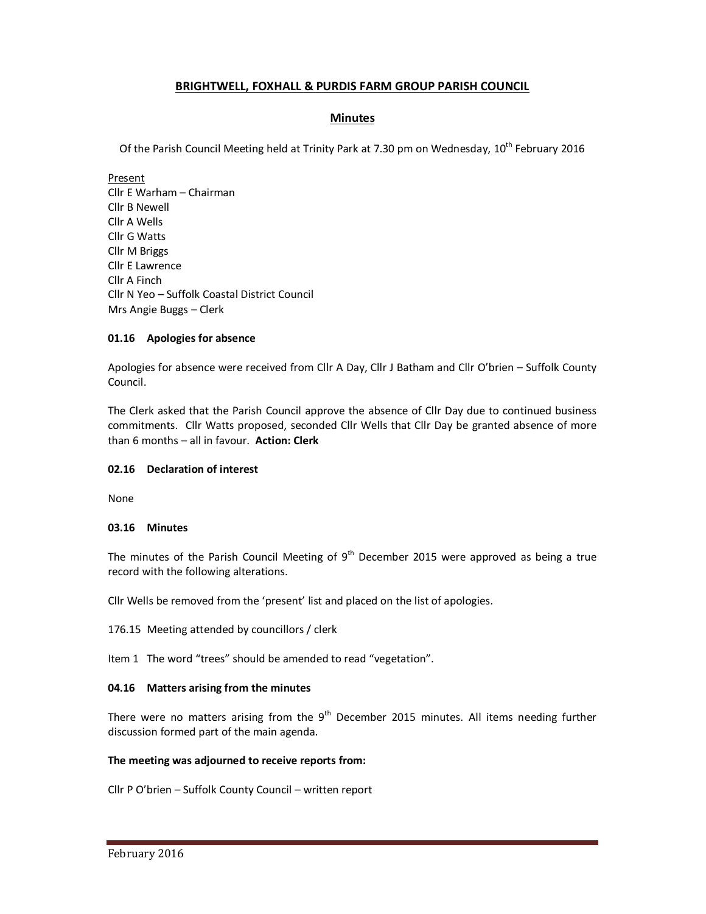# BRIGHTWELL, FOXHALL & PURDIS FARM GROUP PARISH COUNCIL

## Minutes

Of the Parish Council Meeting held at Trinity Park at 7.30 pm on Wednesday, 10th February 2016

Present
Cllr E Warham – Chairman
Cllr B Newell
Cllr A Wells
Cllr G Watts
Cllr M Briggs
Cllr E Lawrence
Cllr A Finch
Cllr N Yeo – Suffolk Coastal District Council
Mrs Angie Buggs – Clerk

### 01.16 Apologies for absence

Apologies for absence were received from Cllr A Day, Cllr J Batham and Cllr O'brien – Suffolk County Council.

The Clerk asked that the Parish Council approve the absence of Cllr Day due to continued business commitments. Cllr Watts proposed, seconded Cllr Wells that Cllr Day be granted absence of more than 6 months – all in favour. **Action: Clerk**

### 02.16 Declaration of interest

None

### 03.16 Minutes

The minutes of the Parish Council Meeting of 9th December 2015 were approved as being a true record with the following alterations.

Cllr Wells be removed from the 'present' list and placed on the list of apologies.

176.15 Meeting attended by councillors / clerk

Item 1 The word "trees" should be amended to read "vegetation".

### 04.16 Matters arising from the minutes

There were no matters arising from the 9th December 2015 minutes. All items needing further discussion formed part of the main agenda.

**The meeting was adjourned to receive reports from:**

Cllr P O'brien – Suffolk County Council – written report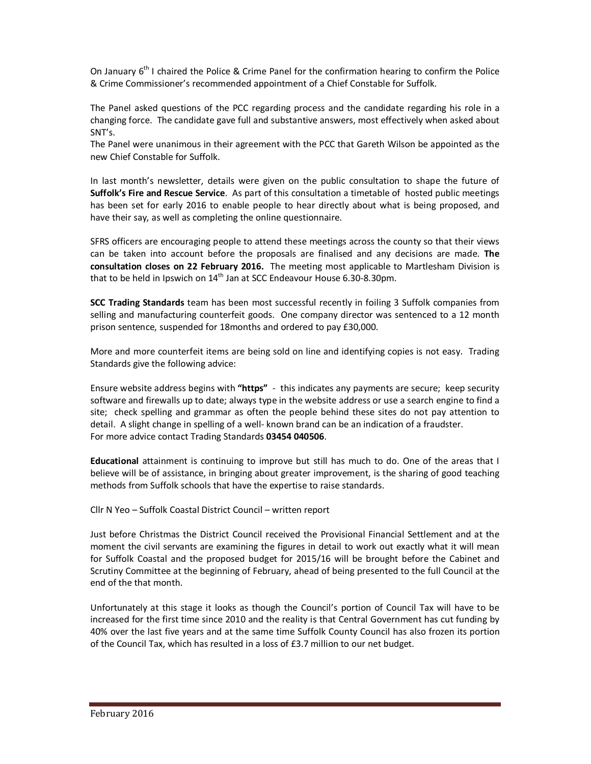On January 6th I chaired the Police & Crime Panel for the confirmation hearing to confirm the Police & Crime Commissioner's recommended appointment of a Chief Constable for Suffolk.

The Panel asked questions of the PCC regarding process and the candidate regarding his role in a changing force. The candidate gave full and substantive answers, most effectively when asked about SNT's.
The Panel were unanimous in their agreement with the PCC that Gareth Wilson be appointed as the new Chief Constable for Suffolk.

In last month's newsletter, details were given on the public consultation to shape the future of **Suffolk's Fire and Rescue Service**. As part of this consultation a timetable of hosted public meetings has been set for early 2016 to enable people to hear directly about what is being proposed, and have their say, as well as completing the online questionnaire.

SFRS officers are encouraging people to attend these meetings across the county so that their views can be taken into account before the proposals are finalised and any decisions are made. **The consultation closes on 22 February 2016.** The meeting most applicable to Martlesham Division is that to be held in Ipswich on 14th Jan at SCC Endeavour House 6.30-8.30pm.

**SCC Trading Standards** team has been most successful recently in foiling 3 Suffolk companies from selling and manufacturing counterfeit goods. One company director was sentenced to a 12 month prison sentence, suspended for 18months and ordered to pay £30,000.

More and more counterfeit items are being sold on line and identifying copies is not easy. Trading Standards give the following advice:

Ensure website address begins with **"https"** - this indicates any payments are secure; keep security software and firewalls up to date; always type in the website address or use a search engine to find a site; check spelling and grammar as often the people behind these sites do not pay attention to detail. A slight change in spelling of a well- known brand can be an indication of a fraudster.
For more advice contact Trading Standards **03454 040506**.

**Educational** attainment is continuing to improve but still has much to do. One of the areas that I believe will be of assistance, in bringing about greater improvement, is the sharing of good teaching methods from Suffolk schools that have the expertise to raise standards.

Cllr N Yeo – Suffolk Coastal District Council – written report

Just before Christmas the District Council received the Provisional Financial Settlement and at the moment the civil servants are examining the figures in detail to work out exactly what it will mean for Suffolk Coastal and the proposed budget for 2015/16 will be brought before the Cabinet and Scrutiny Committee at the beginning of February, ahead of being presented to the full Council at the end of the that month.

Unfortunately at this stage it looks as though the Council's portion of Council Tax will have to be increased for the first time since 2010 and the reality is that Central Government has cut funding by 40% over the last five years and at the same time Suffolk County Council has also frozen its portion of the Council Tax, which has resulted in a loss of £3.7 million to our net budget.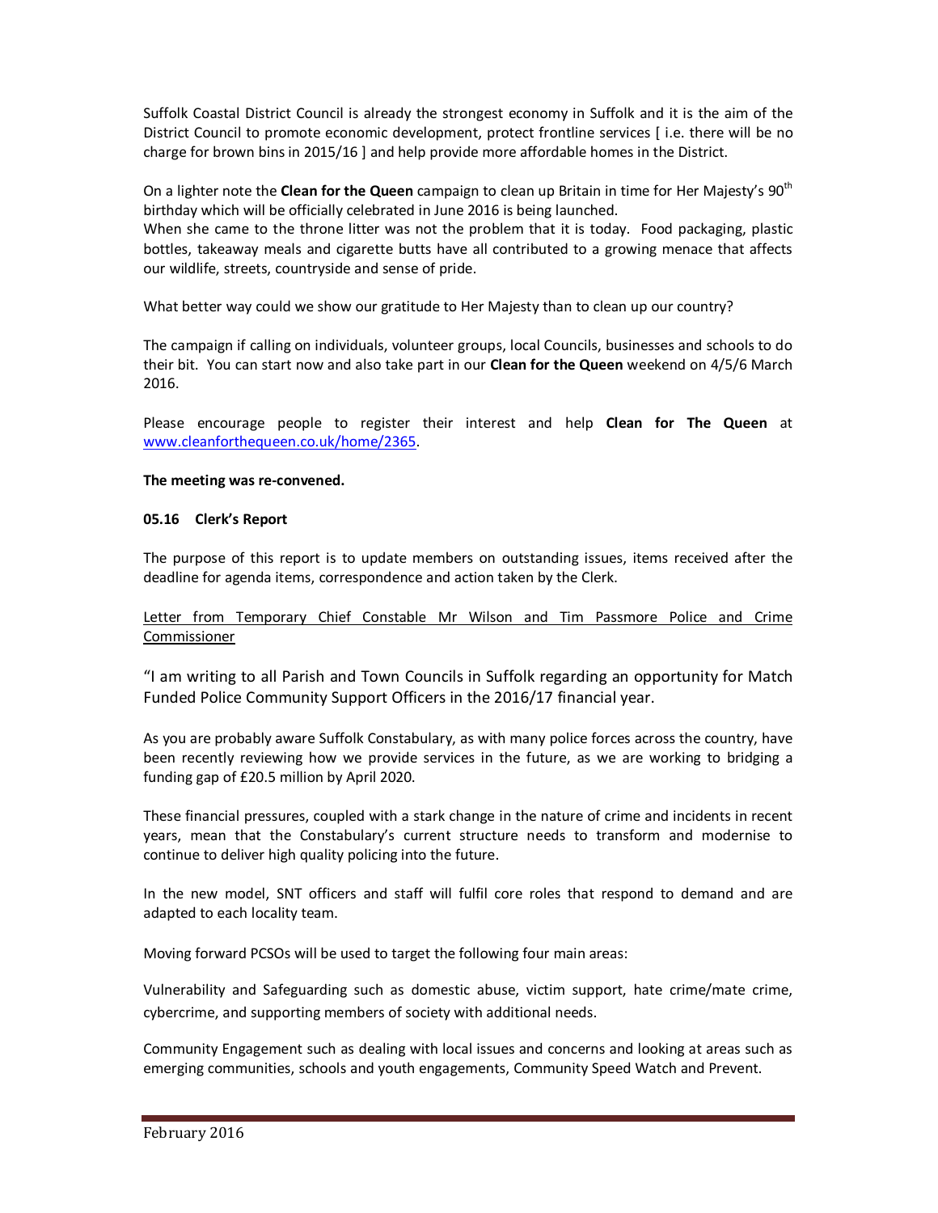Suffolk Coastal District Council is already the strongest economy in Suffolk and it is the aim of the District Council to promote economic development, protect frontline services [ i.e. there will be no charge for brown bins in 2015/16 ] and help provide more affordable homes in the District.

On a lighter note the **Clean for the Queen** campaign to clean up Britain in time for Her Majesty's 90th birthday which will be officially celebrated in June 2016 is being launched.
When she came to the throne litter was not the problem that it is today. Food packaging, plastic bottles, takeaway meals and cigarette butts have all contributed to a growing menace that affects our wildlife, streets, countryside and sense of pride.

What better way could we show our gratitude to Her Majesty than to clean up our country?

The campaign if calling on individuals, volunteer groups, local Councils, businesses and schools to do their bit. You can start now and also take part in our **Clean for the Queen** weekend on 4/5/6 March 2016.

Please encourage people to register their interest and help **Clean for The Queen** at www.cleanforthequeen.co.uk/home/2365.

**The meeting was re-convened.**

**05.16 Clerk's Report**

The purpose of this report is to update members on outstanding issues, items received after the deadline for agenda items, correspondence and action taken by the Clerk.

Letter from Temporary Chief Constable Mr Wilson and Tim Passmore Police and Crime Commissioner

"I am writing to all Parish and Town Councils in Suffolk regarding an opportunity for Match Funded Police Community Support Officers in the 2016/17 financial year.

As you are probably aware Suffolk Constabulary, as with many police forces across the country, have been recently reviewing how we provide services in the future, as we are working to bridging a funding gap of £20.5 million by April 2020.

These financial pressures, coupled with a stark change in the nature of crime and incidents in recent years, mean that the Constabulary's current structure needs to transform and modernise to continue to deliver high quality policing into the future.

In the new model, SNT officers and staff will fulfil core roles that respond to demand and are adapted to each locality team.

Moving forward PCSOs will be used to target the following four main areas:

Vulnerability and Safeguarding such as domestic abuse, victim support, hate crime/mate crime, cybercrime, and supporting members of society with additional needs.

Community Engagement such as dealing with local issues and concerns and looking at areas such as emerging communities, schools and youth engagements, Community Speed Watch and Prevent.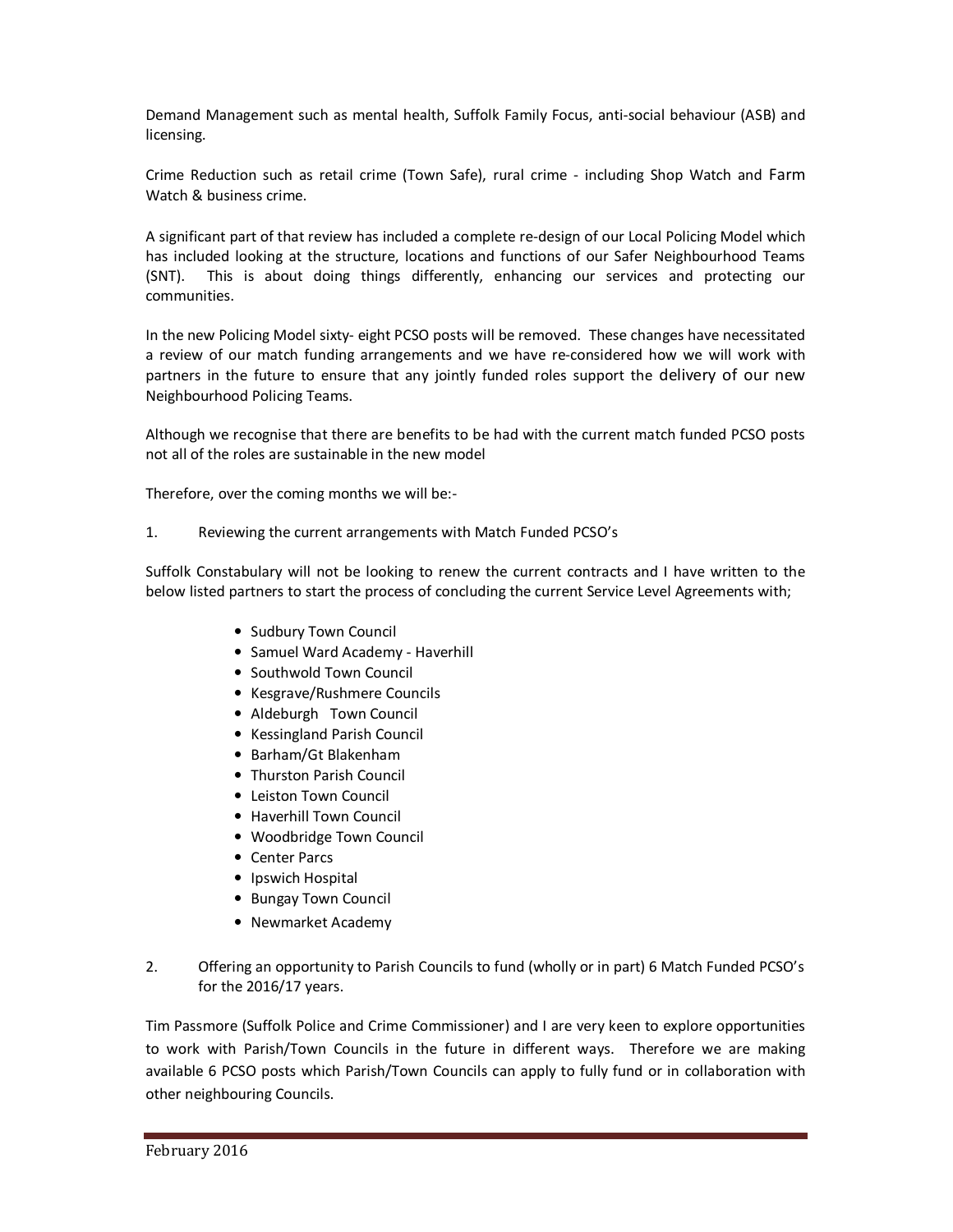Demand Management such as mental health, Suffolk Family Focus, anti-social behaviour (ASB) and licensing.

Crime Reduction such as retail crime (Town Safe), rural crime - including Shop Watch and Farm Watch & business crime.

A significant part of that review has included a complete re-design of our Local Policing Model which has included looking at the structure, locations and functions of our Safer Neighbourhood Teams (SNT). This is about doing things differently, enhancing our services and protecting our communities.

In the new Policing Model sixty- eight PCSO posts will be removed. These changes have necessitated a review of our match funding arrangements and we have re-considered how we will work with partners in the future to ensure that any jointly funded roles support the delivery of our new Neighbourhood Policing Teams.

Although we recognise that there are benefits to be had with the current match funded PCSO posts not all of the roles are sustainable in the new model

Therefore, over the coming months we will be:-

1. Reviewing the current arrangements with Match Funded PCSO's

Suffolk Constabulary will not be looking to renew the current contracts and I have written to the below listed partners to start the process of concluding the current Service Level Agreements with;

- Sudbury Town Council
- Samuel Ward Academy - Haverhill
- Southwold Town Council
- Kesgrave/Rushmere Councils
- Aldeburgh Town Council
- Kessingland Parish Council
- Barham/Gt Blakenham
- Thurston Parish Council
- Leiston Town Council
- Haverhill Town Council
- Woodbridge Town Council
- Center Parcs
- Ipswich Hospital
- Bungay Town Council
- Newmarket Academy

2. Offering an opportunity to Parish Councils to fund (wholly or in part) 6 Match Funded PCSO's for the 2016/17 years.

Tim Passmore (Suffolk Police and Crime Commissioner) and I are very keen to explore opportunities to work with Parish/Town Councils in the future in different ways. Therefore we are making available 6 PCSO posts which Parish/Town Councils can apply to fully fund or in collaboration with other neighbouring Councils.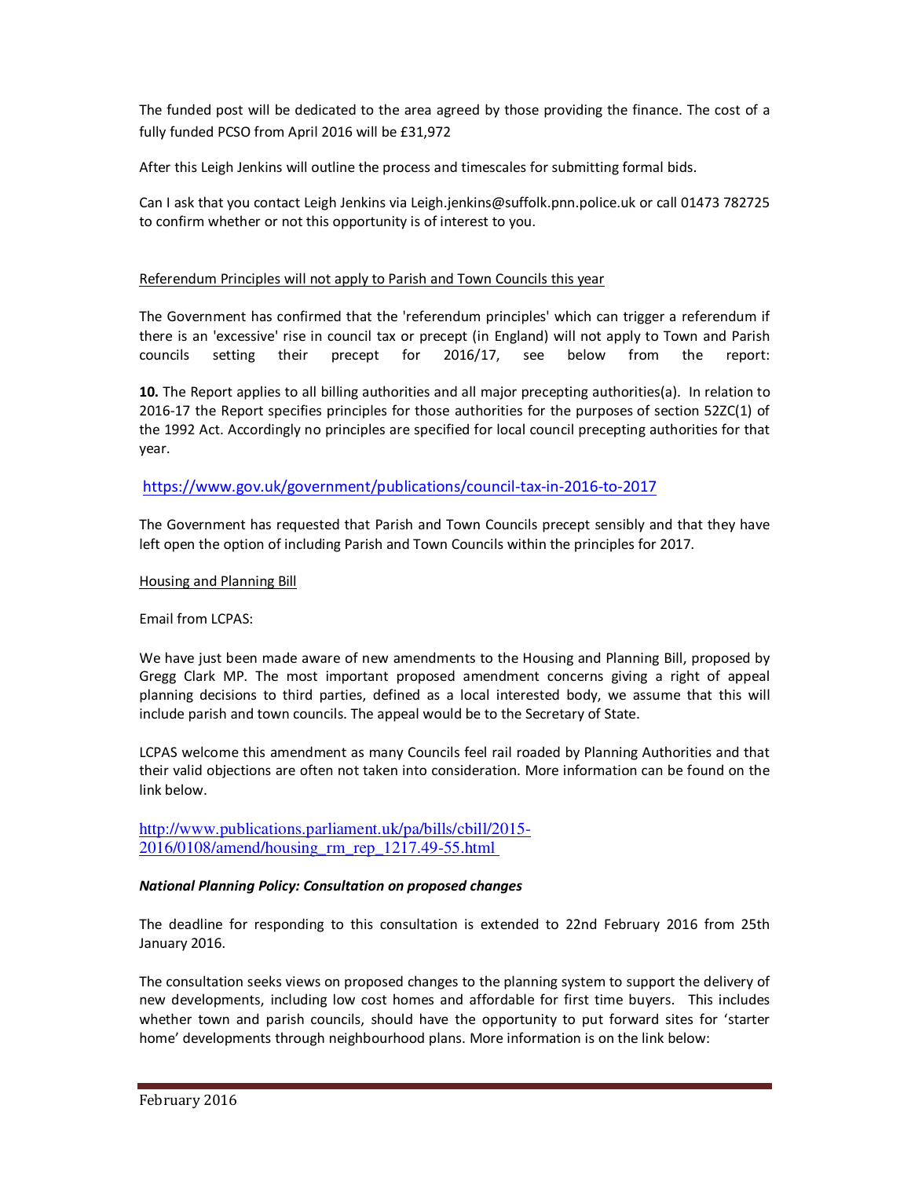The funded post will be dedicated to the area agreed by those providing the finance. The cost of a fully funded PCSO from April 2016 will be £31,972

After this Leigh Jenkins will outline the process and timescales for submitting formal bids.

Can I ask that you contact Leigh Jenkins via Leigh.jenkins@suffolk.pnn.police.uk or call 01473 782725 to confirm whether or not this opportunity is of interest to you.

<u>Referendum Principles will not apply to Parish and Town Councils this year</u>

The Government has confirmed that the 'referendum principles' which can trigger a referendum if there is an 'excessive' rise in council tax or precept (in England) will not apply to Town and Parish councils setting their precept for 2016/17, see below from the report:

**10.** The Report applies to all billing authorities and all major precepting authorities(a). In relation to 2016-17 the Report specifies principles for those authorities for the purposes of section 52ZC(1) of the 1992 Act. Accordingly no principles are specified for local council precepting authorities for that year.

https://www.gov.uk/government/publications/council-tax-in-2016-to-2017

The Government has requested that Parish and Town Councils precept sensibly and that they have left open the option of including Parish and Town Councils within the principles for 2017.

<u>Housing and Planning Bill</u>

Email from LCPAS:

We have just been made aware of new amendments to the Housing and Planning Bill, proposed by Gregg Clark MP. The most important proposed amendment concerns giving a right of appeal planning decisions to third parties, defined as a local interested body, we assume that this will include parish and town councils. The appeal would be to the Secretary of State.

LCPAS welcome this amendment as many Councils feel rail roaded by Planning Authorities and that their valid objections are often not taken into consideration. More information can be found on the link below.

http://www.publications.parliament.uk/pa/bills/cbill/2015-2016/0108/amend/housing_rm_rep_1217.49-55.html

***National Planning Policy: Consultation on proposed changes***

The deadline for responding to this consultation is extended to 22nd February 2016 from 25th January 2016.

The consultation seeks views on proposed changes to the planning system to support the delivery of new developments, including low cost homes and affordable for first time buyers. This includes whether town and parish councils, should have the opportunity to put forward sites for 'starter home' developments through neighbourhood plans. More information is on the link below: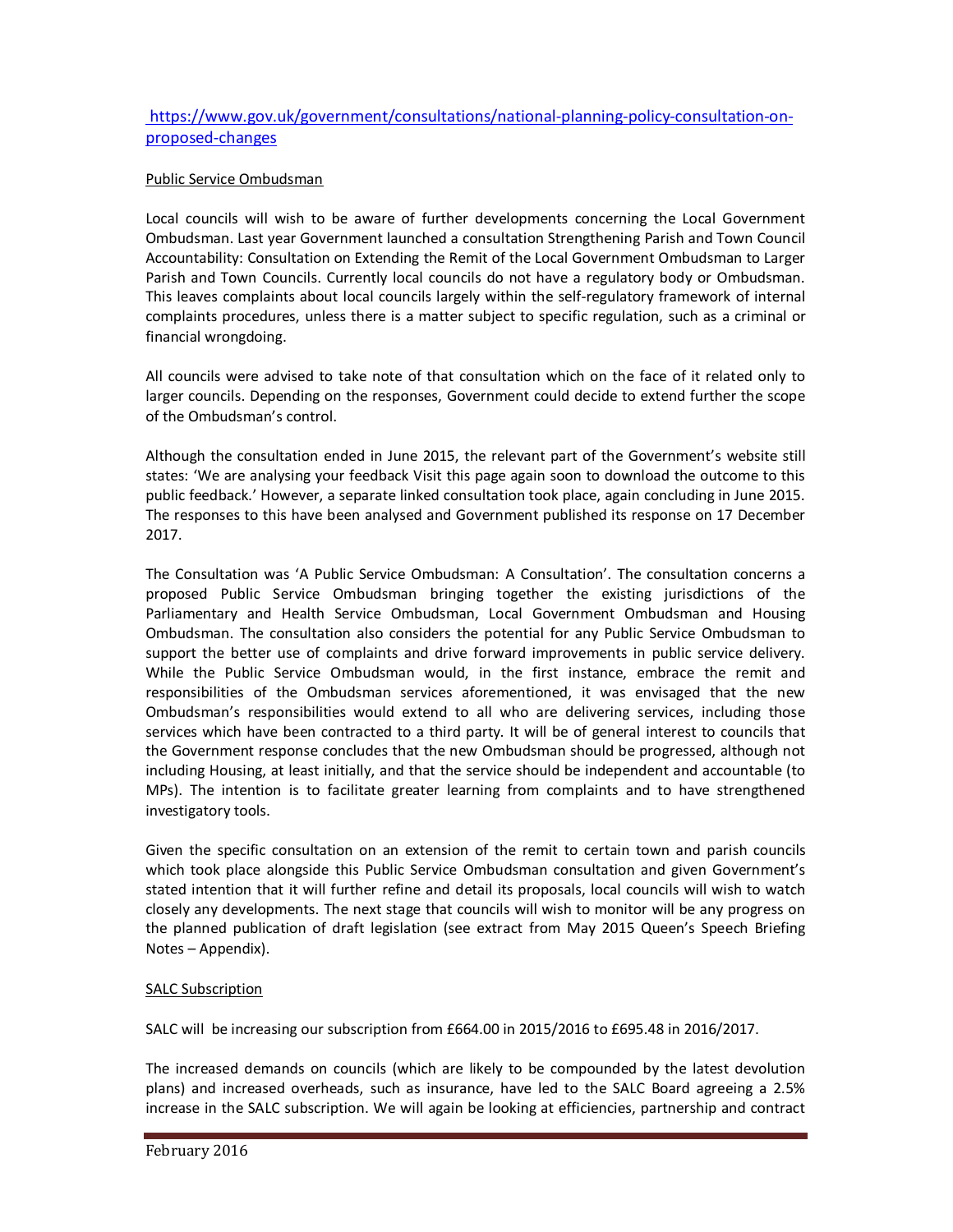[https://www.gov.uk/government/consultations/national-planning-policy-consultation-on-proposed-changes](https://www.gov.uk/government/consultations/national-planning-policy-consultation-on-proposed-changes)

<u>Public Service Ombudsman</u>

Local councils will wish to be aware of further developments concerning the Local Government Ombudsman. Last year Government launched a consultation Strengthening Parish and Town Council Accountability: Consultation on Extending the Remit of the Local Government Ombudsman to Larger Parish and Town Councils. Currently local councils do not have a regulatory body or Ombudsman. This leaves complaints about local councils largely within the self-regulatory framework of internal complaints procedures, unless there is a matter subject to specific regulation, such as a criminal or financial wrongdoing.

All councils were advised to take note of that consultation which on the face of it related only to larger councils. Depending on the responses, Government could decide to extend further the scope of the Ombudsman's control.

Although the consultation ended in June 2015, the relevant part of the Government's website still states: 'We are analysing your feedback Visit this page again soon to download the outcome to this public feedback.' However, a separate linked consultation took place, again concluding in June 2015. The responses to this have been analysed and Government published its response on 17 December 2017.

The Consultation was 'A Public Service Ombudsman: A Consultation'. The consultation concerns a proposed Public Service Ombudsman bringing together the existing jurisdictions of the Parliamentary and Health Service Ombudsman, Local Government Ombudsman and Housing Ombudsman. The consultation also considers the potential for any Public Service Ombudsman to support the better use of complaints and drive forward improvements in public service delivery. While the Public Service Ombudsman would, in the first instance, embrace the remit and responsibilities of the Ombudsman services aforementioned, it was envisaged that the new Ombudsman's responsibilities would extend to all who are delivering services, including those services which have been contracted to a third party. It will be of general interest to councils that the Government response concludes that the new Ombudsman should be progressed, although not including Housing, at least initially, and that the service should be independent and accountable (to MPs). The intention is to facilitate greater learning from complaints and to have strengthened investigatory tools.

Given the specific consultation on an extension of the remit to certain town and parish councils which took place alongside this Public Service Ombudsman consultation and given Government's stated intention that it will further refine and detail its proposals, local councils will wish to watch closely any developments. The next stage that councils will wish to monitor will be any progress on the planned publication of draft legislation (see extract from May 2015 Queen's Speech Briefing Notes – Appendix).

<u>SALC Subscription</u>

SALC will be increasing our subscription from £664.00 in 2015/2016 to £695.48 in 2016/2017.

The increased demands on councils (which are likely to be compounded by the latest devolution plans) and increased overheads, such as insurance, have led to the SALC Board agreeing a 2.5% increase in the SALC subscription. We will again be looking at efficiencies, partnership and contract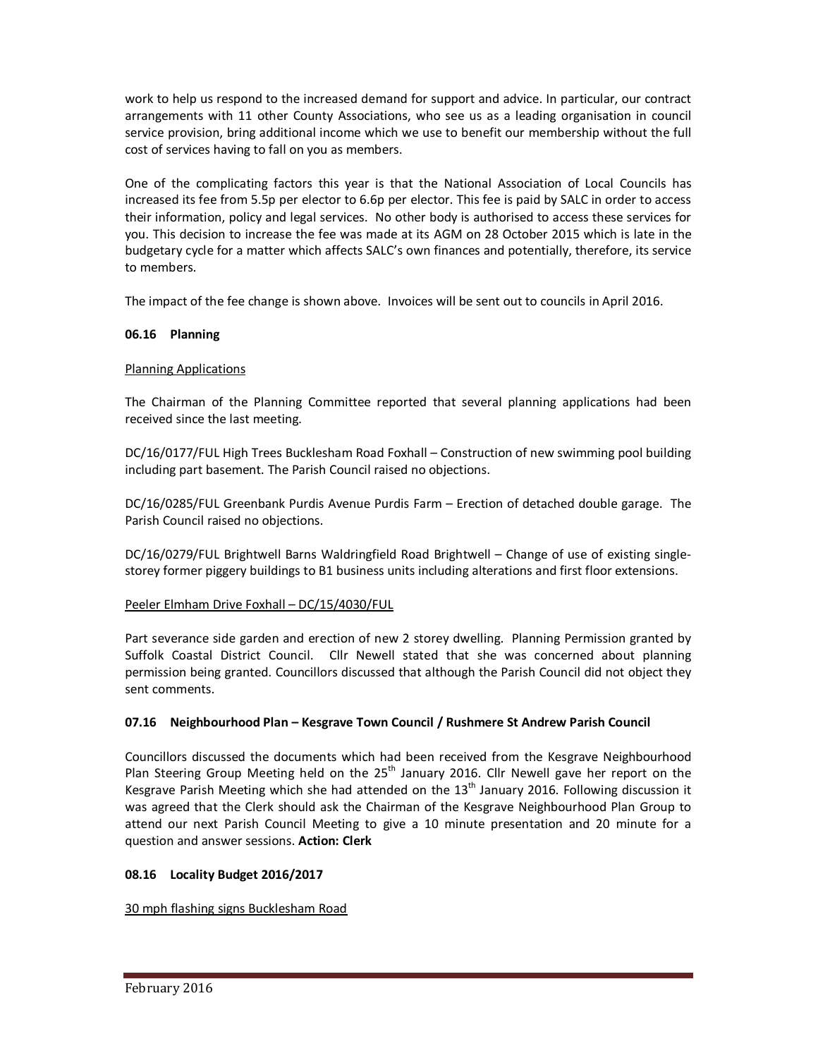work to help us respond to the increased demand for support and advice. In particular, our contract arrangements with 11 other County Associations, who see us as a leading organisation in council service provision, bring additional income which we use to benefit our membership without the full cost of services having to fall on you as members.

One of the complicating factors this year is that the National Association of Local Councils has increased its fee from 5.5p per elector to 6.6p per elector. This fee is paid by SALC in order to access their information, policy and legal services. No other body is authorised to access these services for you. This decision to increase the fee was made at its AGM on 28 October 2015 which is late in the budgetary cycle for a matter which affects SALC's own finances and potentially, therefore, its service to members.

The impact of the fee change is shown above. Invoices will be sent out to councils in April 2016.

### 06.16 Planning

Planning Applications

The Chairman of the Planning Committee reported that several planning applications had been received since the last meeting.

DC/16/0177/FUL High Trees Bucklesham Road Foxhall – Construction of new swimming pool building including part basement. The Parish Council raised no objections.

DC/16/0285/FUL Greenbank Purdis Avenue Purdis Farm – Erection of detached double garage. The Parish Council raised no objections.

DC/16/0279/FUL Brightwell Barns Waldringfield Road Brightwell – Change of use of existing single-storey former piggery buildings to B1 business units including alterations and first floor extensions.

Peeler Elmham Drive Foxhall – DC/15/4030/FUL

Part severance side garden and erection of new 2 storey dwelling. Planning Permission granted by Suffolk Coastal District Council. Cllr Newell stated that she was concerned about planning permission being granted. Councillors discussed that although the Parish Council did not object they sent comments.

### 07.16 Neighbourhood Plan – Kesgrave Town Council / Rushmere St Andrew Parish Council

Councillors discussed the documents which had been received from the Kesgrave Neighbourhood Plan Steering Group Meeting held on the 25th January 2016. Cllr Newell gave her report on the Kesgrave Parish Meeting which she had attended on the 13th January 2016. Following discussion it was agreed that the Clerk should ask the Chairman of the Kesgrave Neighbourhood Plan Group to attend our next Parish Council Meeting to give a 10 minute presentation and 20 minute for a question and answer sessions. **Action: Clerk**

### 08.16 Locality Budget 2016/2017

30 mph flashing signs Bucklesham Road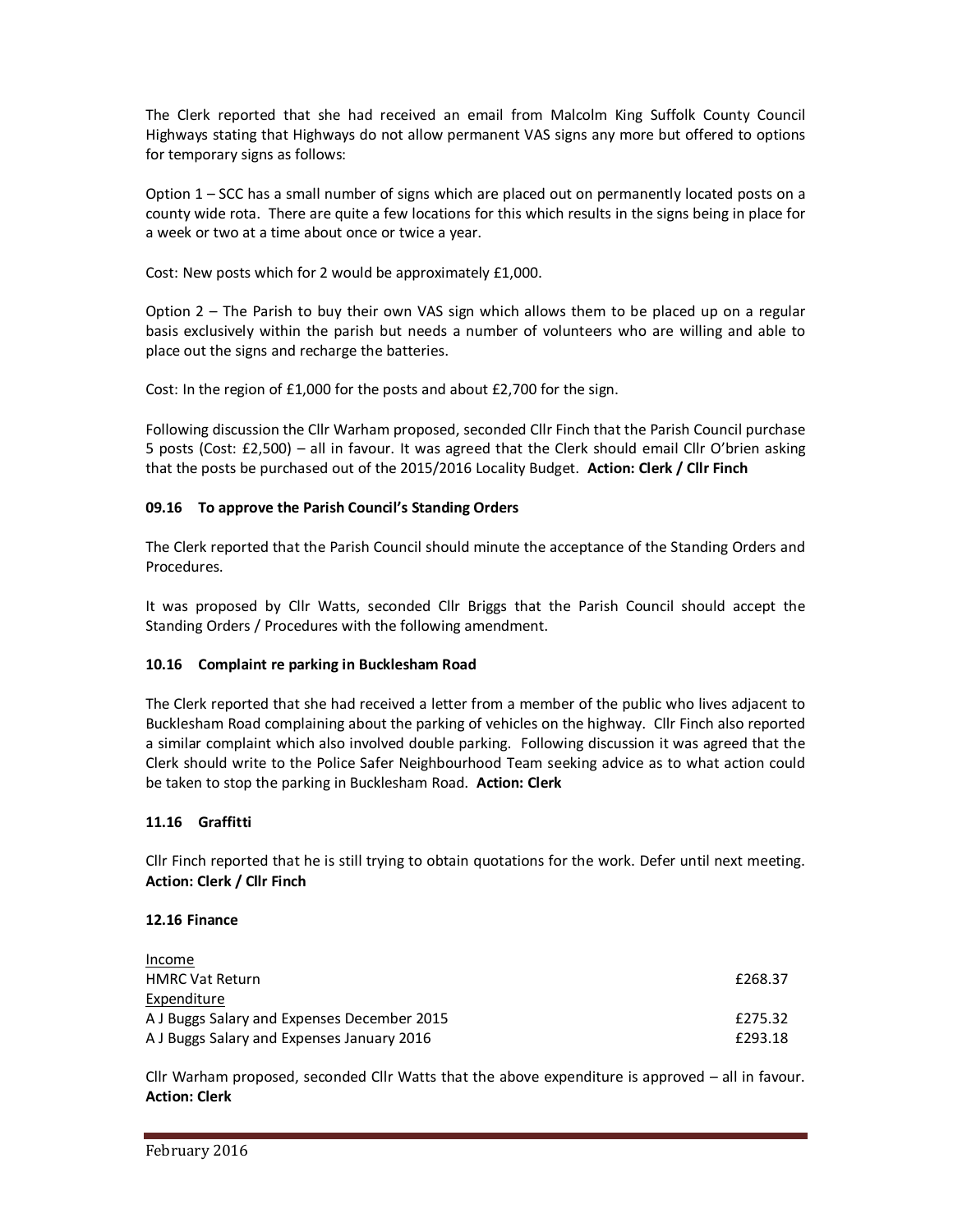The Clerk reported that she had received an email from Malcolm King Suffolk County Council Highways stating that Highways do not allow permanent VAS signs any more but offered to options for temporary signs as follows:

Option 1 – SCC has a small number of signs which are placed out on permanently located posts on a county wide rota. There are quite a few locations for this which results in the signs being in place for a week or two at a time about once or twice a year.

Cost: New posts which for 2 would be approximately £1,000.

Option 2 – The Parish to buy their own VAS sign which allows them to be placed up on a regular basis exclusively within the parish but needs a number of volunteers who are willing and able to place out the signs and recharge the batteries.

Cost: In the region of £1,000 for the posts and about £2,700 for the sign.

Following discussion the Cllr Warham proposed, seconded Cllr Finch that the Parish Council purchase 5 posts (Cost: £2,500) – all in favour. It was agreed that the Clerk should email Cllr O'brien asking that the posts be purchased out of the 2015/2016 Locality Budget. **Action: Clerk / Cllr Finch**

### 09.16 To approve the Parish Council's Standing Orders

The Clerk reported that the Parish Council should minute the acceptance of the Standing Orders and Procedures.

It was proposed by Cllr Watts, seconded Cllr Briggs that the Parish Council should accept the Standing Orders / Procedures with the following amendment.

### 10.16 Complaint re parking in Bucklesham Road

The Clerk reported that she had received a letter from a member of the public who lives adjacent to Bucklesham Road complaining about the parking of vehicles on the highway. Cllr Finch also reported a similar complaint which also involved double parking. Following discussion it was agreed that the Clerk should write to the Police Safer Neighbourhood Team seeking advice as to what action could be taken to stop the parking in Bucklesham Road. **Action: Clerk**

### 11.16 Graffitti

Cllr Finch reported that he is still trying to obtain quotations for the work. Defer until next meeting. **Action: Clerk / Cllr Finch**

### 12.16 Finance

| | |
|---|---|
| <u>Income</u> | |
| HMRC Vat Return | £268.37 |
| <u>Expenditure</u> | |
| A J Buggs Salary and Expenses December 2015 | £275.32 |
| A J Buggs Salary and Expenses January 2016 | £293.18 |

Cllr Warham proposed, seconded Cllr Watts that the above expenditure is approved – all in favour. **Action: Clerk**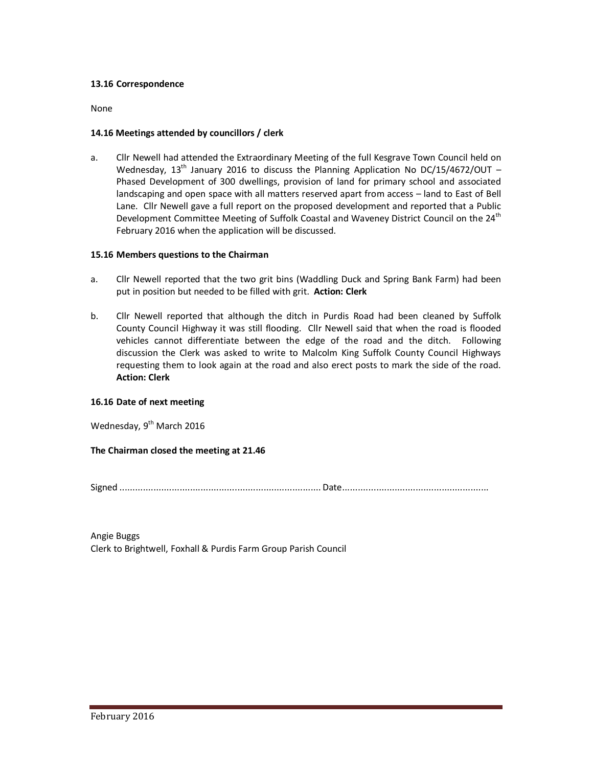**13.16 Correspondence**

None

**14.16 Meetings attended by councillors / clerk**

a. Cllr Newell had attended the Extraordinary Meeting of the full Kesgrave Town Council held on Wednesday, 13th January 2016 to discuss the Planning Application No DC/15/4672/OUT – Phased Development of 300 dwellings, provision of land for primary school and associated landscaping and open space with all matters reserved apart from access – land to East of Bell Lane. Cllr Newell gave a full report on the proposed development and reported that a Public Development Committee Meeting of Suffolk Coastal and Waveney District Council on the 24th February 2016 when the application will be discussed.

**15.16 Members questions to the Chairman**

a. Cllr Newell reported that the two grit bins (Waddling Duck and Spring Bank Farm) had been put in position but needed to be filled with grit. **Action: Clerk**

b. Cllr Newell reported that although the ditch in Purdis Road had been cleaned by Suffolk County Council Highway it was still flooding. Cllr Newell said that when the road is flooded vehicles cannot differentiate between the edge of the road and the ditch. Following discussion the Clerk was asked to write to Malcolm King Suffolk County Council Highways requesting them to look again at the road and also erect posts to mark the side of the road. **Action: Clerk**

**16.16 Date of next meeting**

Wednesday, 9th March 2016

**The Chairman closed the meeting at 21.46**

Signed ............................................................................ Date.......................................................

Angie Buggs
Clerk to Brightwell, Foxhall & Purdis Farm Group Parish Council